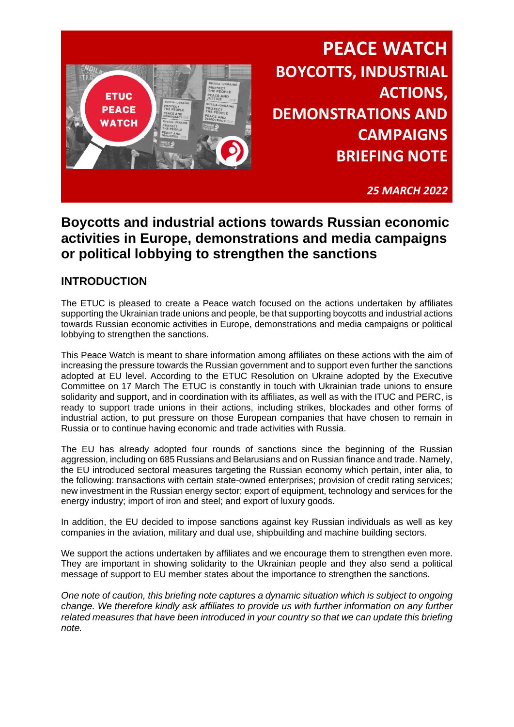# PEACE WATCH

## BOYCOTTS, INDUSTRIAL ACTIONS, DEMONSTRATIONS AND CAMPAIGNS BRIEFING NOTE

***25 MARCH 2022***

# Boycotts and industrial actions towards Russian economic activities in Europe, demonstrations and media campaigns or political lobbying to strengthen the sanctions

## INTRODUCTION

The ETUC is pleased to create a Peace watch focused on the actions undertaken by affiliates supporting the Ukrainian trade unions and people, be that supporting boycotts and industrial actions towards Russian economic activities in Europe, demonstrations and media campaigns or political lobbying to strengthen the sanctions.

This Peace Watch is meant to share information among affiliates on these actions with the aim of increasing the pressure towards the Russian government and to support even further the sanctions adopted at EU level. According to the ETUC Resolution on Ukraine adopted by the Executive Committee on 17 March The ETUC is constantly in touch with Ukrainian trade unions to ensure solidarity and support, and in coordination with its affiliates, as well as with the ITUC and PERC, is ready to support trade unions in their actions, including strikes, blockades and other forms of industrial action, to put pressure on those European companies that have chosen to remain in Russia or to continue having economic and trade activities with Russia.

The EU has already adopted four rounds of sanctions since the beginning of the Russian aggression, including on 685 Russians and Belarusians and on Russian finance and trade. Namely, the EU introduced sectoral measures targeting the Russian economy which pertain, inter alia, to the following: transactions with certain state-owned enterprises; provision of credit rating services; new investment in the Russian energy sector; export of equipment, technology and services for the energy industry; import of iron and steel; and export of luxury goods.

In addition, the EU decided to impose sanctions against key Russian individuals as well as key companies in the aviation, military and dual use, shipbuilding and machine building sectors.

We support the actions undertaken by affiliates and we encourage them to strengthen even more. They are important in showing solidarity to the Ukrainian people and they also send a political message of support to EU member states about the importance to strengthen the sanctions.

*One note of caution, this briefing note captures a dynamic situation which is subject to ongoing change. We therefore kindly ask affiliates to provide us with further information on any further related measures that have been introduced in your country so that we can update this briefing note.*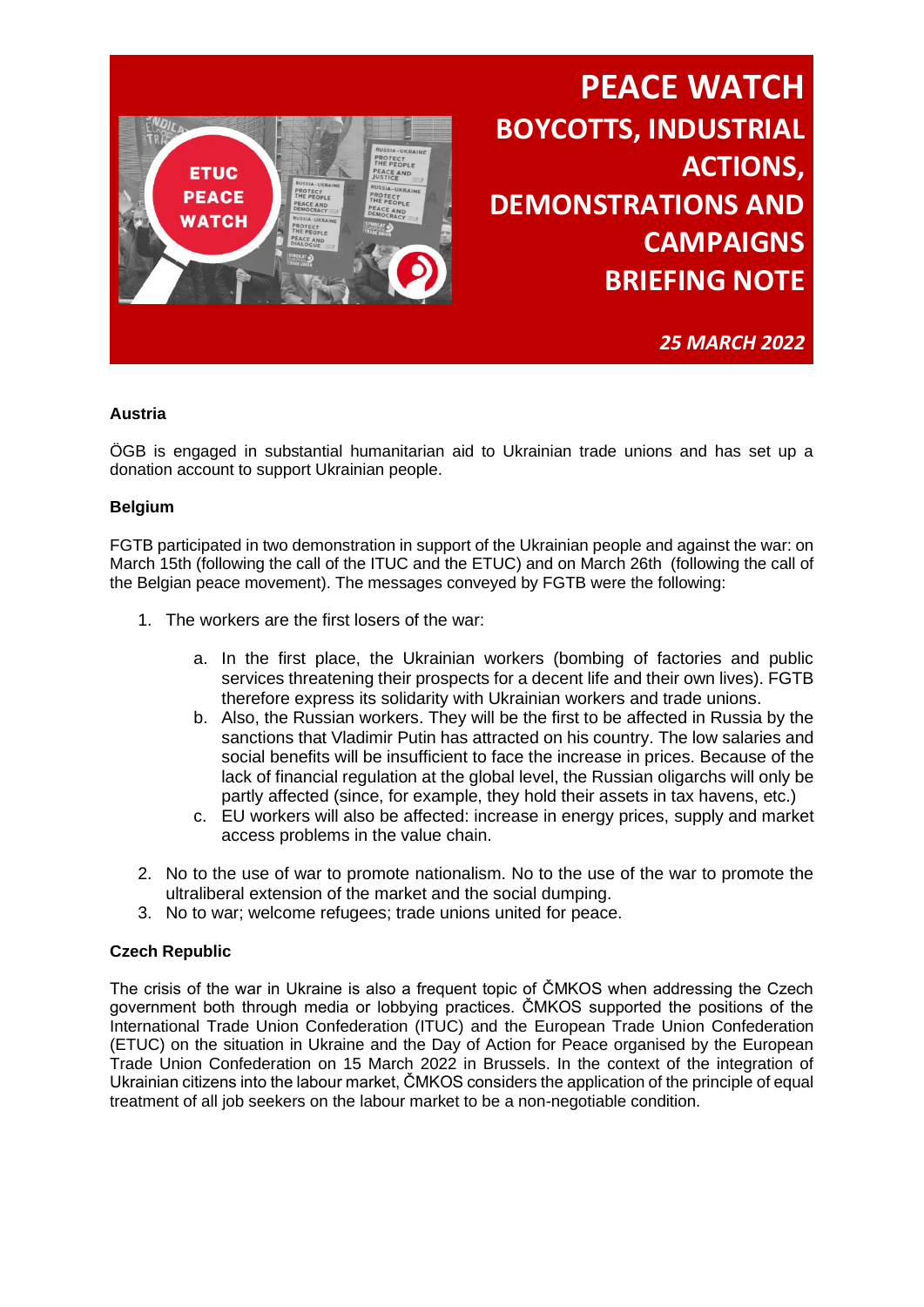# PEACE WATCH

## BOYCOTTS, INDUSTRIAL ACTIONS, DEMONSTRATIONS AND CAMPAIGNS BRIEFING NOTE

*25 MARCH 2022*

**Austria**

ÖGB is engaged in substantial humanitarian aid to Ukrainian trade unions and has set up a donation account to support Ukrainian people.

**Belgium**

FGTB participated in two demonstration in support of the Ukrainian people and against the war: on March 15th (following the call of the ITUC and the ETUC) and on March 26th (following the call of the Belgian peace movement). The messages conveyed by FGTB were the following:

1. The workers are the first losers of the war:

    a. In the first place, the Ukrainian workers (bombing of factories and public services threatening their prospects for a decent life and their own lives). FGTB therefore express its solidarity with Ukrainian workers and trade unions.
    b. Also, the Russian workers. They will be the first to be affected in Russia by the sanctions that Vladimir Putin has attracted on his country. The low salaries and social benefits will be insufficient to face the increase in prices. Because of the lack of financial regulation at the global level, the Russian oligarchs will only be partly affected (since, for example, they hold their assets in tax havens, etc.)
    c. EU workers will also be affected: increase in energy prices, supply and market access problems in the value chain.

2. No to the use of war to promote nationalism. No to the use of the war to promote the ultraliberal extension of the market and the social dumping.
3. No to war; welcome refugees; trade unions united for peace.

**Czech Republic**

The crisis of the war in Ukraine is also a frequent topic of ČMKOS when addressing the Czech government both through media or lobbying practices. ČMKOS supported the positions of the International Trade Union Confederation (ITUC) and the European Trade Union Confederation (ETUC) on the situation in Ukraine and the Day of Action for Peace organised by the European Trade Union Confederation on 15 March 2022 in Brussels. In the context of the integration of Ukrainian citizens into the labour market, ČMKOS considers the application of the principle of equal treatment of all job seekers on the labour market to be a non-negotiable condition.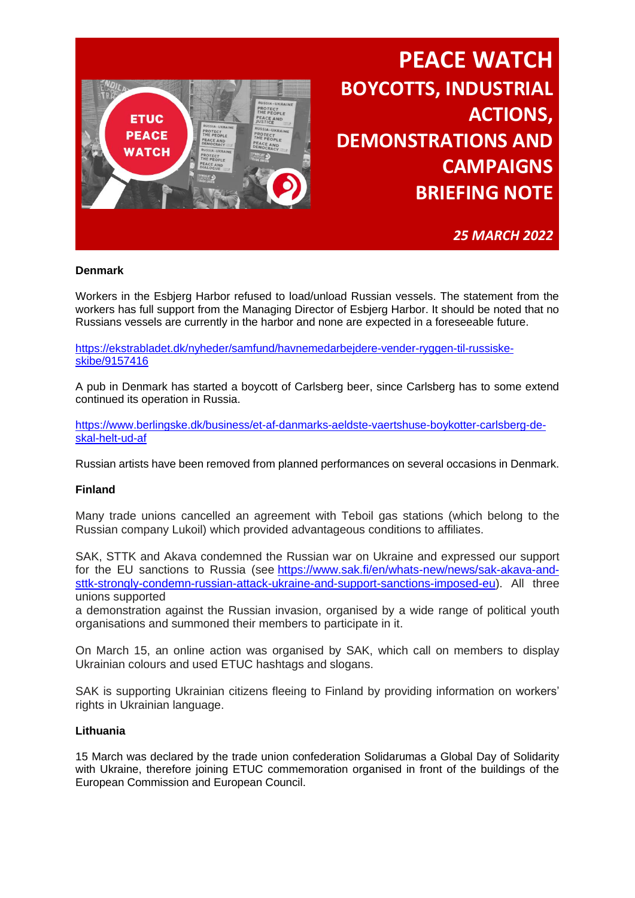# PEACE WATCH

## BOYCOTTS, INDUSTRIAL ACTIONS, DEMONSTRATIONS AND CAMPAIGNS BRIEFING NOTE

*25 MARCH 2022*

**Denmark**

Workers in the Esbjerg Harbor refused to load/unload Russian vessels. The statement from the workers has full support from the Managing Director of Esbjerg Harbor. It should be noted that no Russians vessels are currently in the harbor and none are expected in a foreseeable future.

https://ekstrabladet.dk/nyheder/samfund/havnemedarbejdere-vender-ryggen-til-russiske-skibe/9157416

A pub in Denmark has started a boycott of Carlsberg beer, since Carlsberg has to some extend continued its operation in Russia.

https://www.berlingske.dk/business/et-af-danmarks-aeldste-vaertshuse-boykotter-carlsberg-de-skal-helt-ud-af

Russian artists have been removed from planned performances on several occasions in Denmark.

**Finland**

Many trade unions cancelled an agreement with Teboil gas stations (which belong to the Russian company Lukoil) which provided advantageous conditions to affiliates.

SAK, STTK and Akava condemned the Russian war on Ukraine and expressed our support for the EU sanctions to Russia (see https://www.sak.fi/en/whats-new/news/sak-akava-and-sttk-strongly-condemn-russian-attack-ukraine-and-support-sanctions-imposed-eu). All three unions supported a demonstration against the Russian invasion, organised by a wide range of political youth organisations and summoned their members to participate in it.

On March 15, an online action was organised by SAK, which call on members to display Ukrainian colours and used ETUC hashtags and slogans.

SAK is supporting Ukrainian citizens fleeing to Finland by providing information on workers' rights in Ukrainian language.

**Lithuania**

15 March was declared by the trade union confederation Solidarumas a Global Day of Solidarity with Ukraine, therefore joining ETUC commemoration organised in front of the buildings of the European Commission and European Council.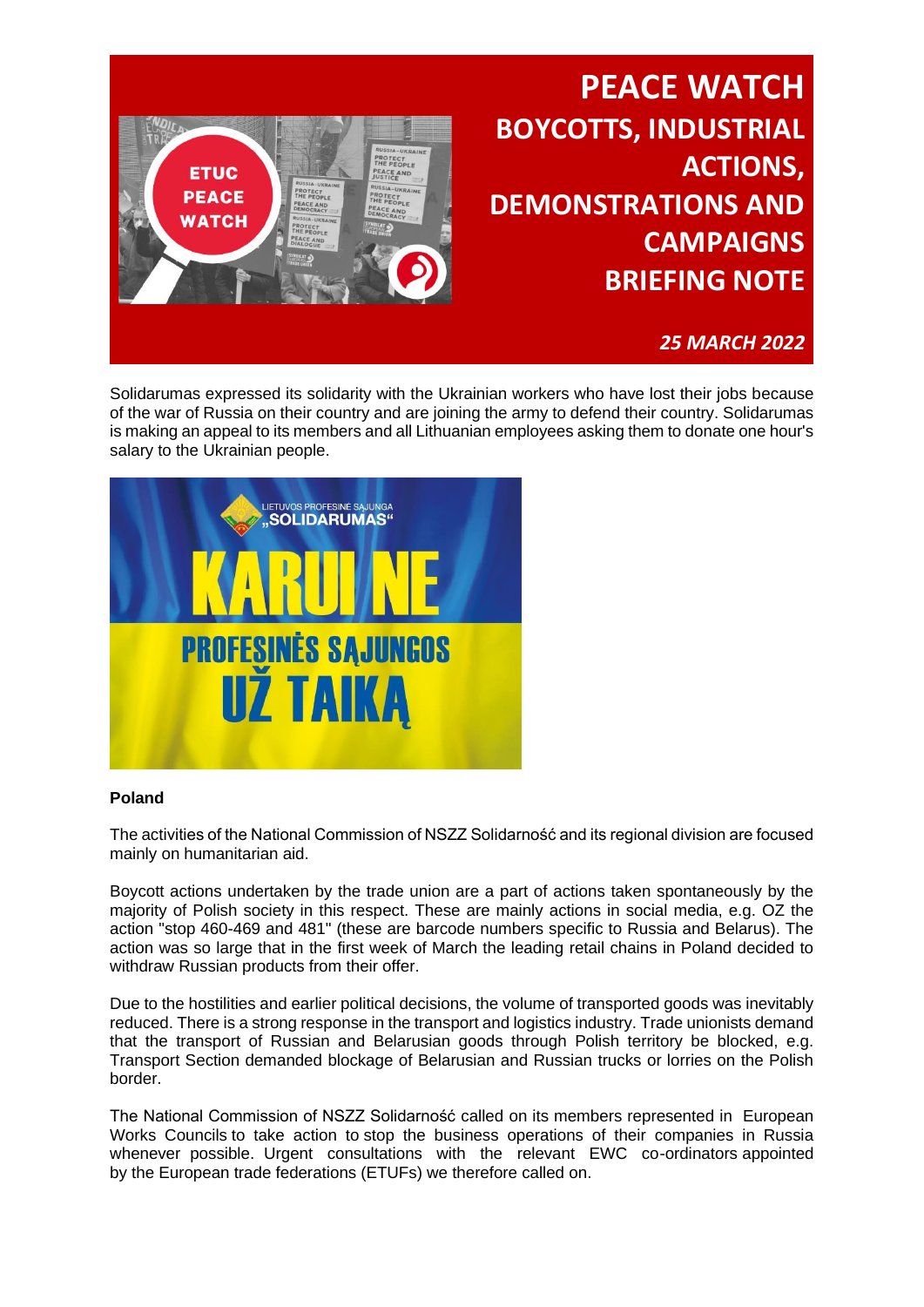# PEACE WATCH
## BOYCOTTS, INDUSTRIAL ACTIONS, DEMONSTRATIONS AND CAMPAIGNS BRIEFING NOTE

*25 MARCH 2022*

Solidarumas expressed its solidarity with the Ukrainian workers who have lost their jobs because of the war of Russia on their country and are joining the army to defend their country. Solidarumas is making an appeal to its members and all Lithuanian employees asking them to donate one hour's salary to the Ukrainian people.

**Poland**

The activities of the National Commission of NSZZ Solidarność and its regional division are focused mainly on humanitarian aid.

Boycott actions undertaken by the trade union are a part of actions taken spontaneously by the majority of Polish society in this respect. These are mainly actions in social media, e.g. OZ the action "stop 460-469 and 481" (these are barcode numbers specific to Russia and Belarus). The action was so large that in the first week of March the leading retail chains in Poland decided to withdraw Russian products from their offer.

Due to the hostilities and earlier political decisions, the volume of transported goods was inevitably reduced. There is a strong response in the transport and logistics industry. Trade unionists demand that the transport of Russian and Belarusian goods through Polish territory be blocked, e.g. Transport Section demanded blockage of Belarusian and Russian trucks or lorries on the Polish border.

The National Commission of NSZZ Solidarność called on its members represented in European Works Councils to take action to stop the business operations of their companies in Russia whenever possible. Urgent consultations with the relevant EWC co-ordinators appointed by the European trade federations (ETUFs) we therefore called on.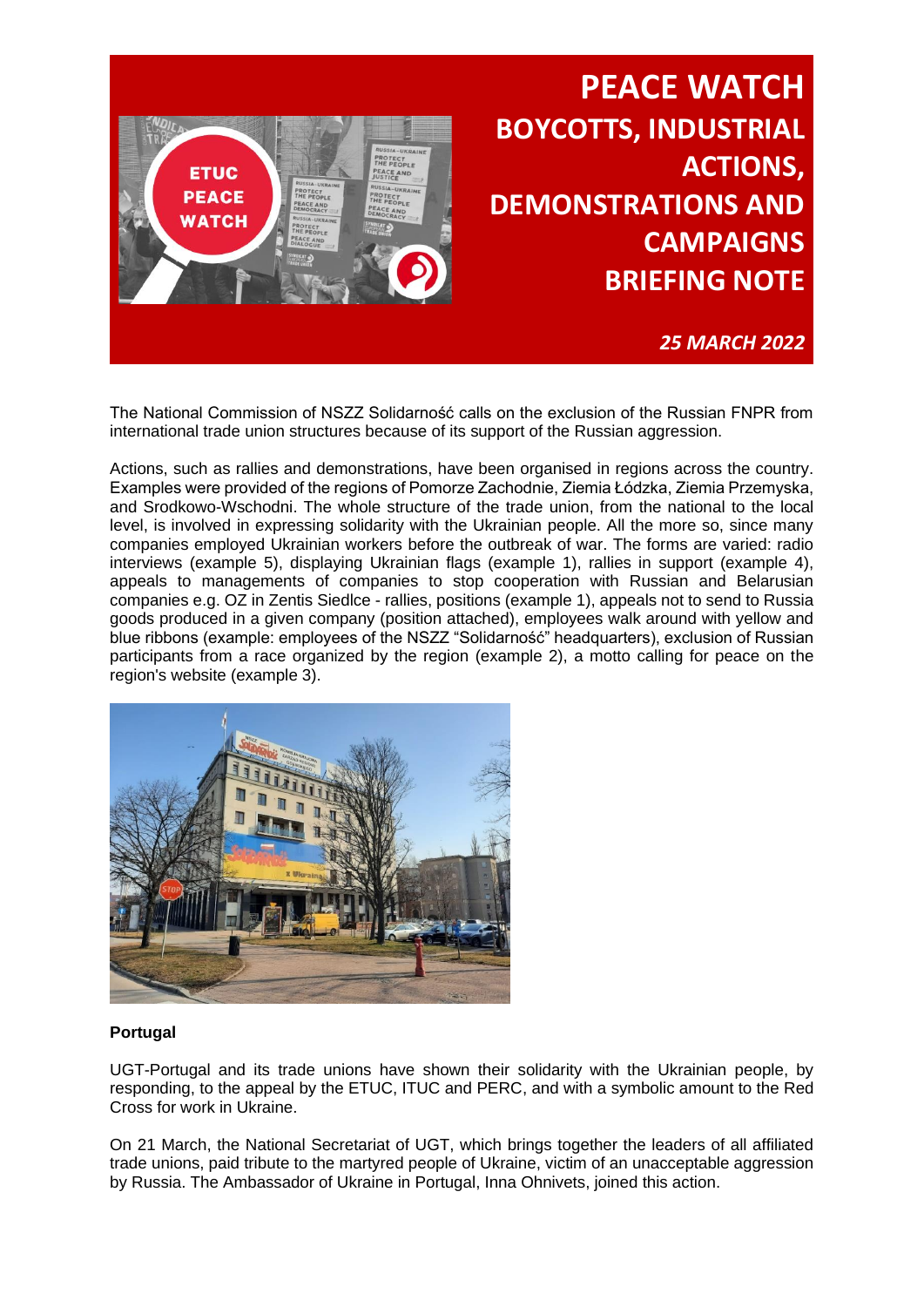# PEACE WATCH

## BOYCOTTS, INDUSTRIAL ACTIONS, DEMONSTRATIONS AND CAMPAIGNS BRIEFING NOTE

*25 MARCH 2022*

The National Commission of NSZZ Solidarność calls on the exclusion of the Russian FNPR from international trade union structures because of its support of the Russian aggression.

Actions, such as rallies and demonstrations, have been organised in regions across the country. Examples were provided of the regions of Pomorze Zachodnie, Ziemia Łódzka, Ziemia Przemyska, and Srodkowo-Wschodni. The whole structure of the trade union, from the national to the local level, is involved in expressing solidarity with the Ukrainian people. All the more so, since many companies employed Ukrainian workers before the outbreak of war. The forms are varied: radio interviews (example 5), displaying Ukrainian flags (example 1), rallies in support (example 4), appeals to managements of companies to stop cooperation with Russian and Belarusian companies e.g. OZ in Zentis Siedlce - rallies, positions (example 1), appeals not to send to Russia goods produced in a given company (position attached), employees walk around with yellow and blue ribbons (example: employees of the NSZZ "Solidarność" headquarters), exclusion of Russian participants from a race organized by the region (example 2), a motto calling for peace on the region's website (example 3).

**Portugal**

UGT-Portugal and its trade unions have shown their solidarity with the Ukrainian people, by responding, to the appeal by the ETUC, ITUC and PERC, and with a symbolic amount to the Red Cross for work in Ukraine.

On 21 March, the National Secretariat of UGT, which brings together the leaders of all affiliated trade unions, paid tribute to the martyred people of Ukraine, victim of an unacceptable aggression by Russia. The Ambassador of Ukraine in Portugal, Inna Ohnivets, joined this action.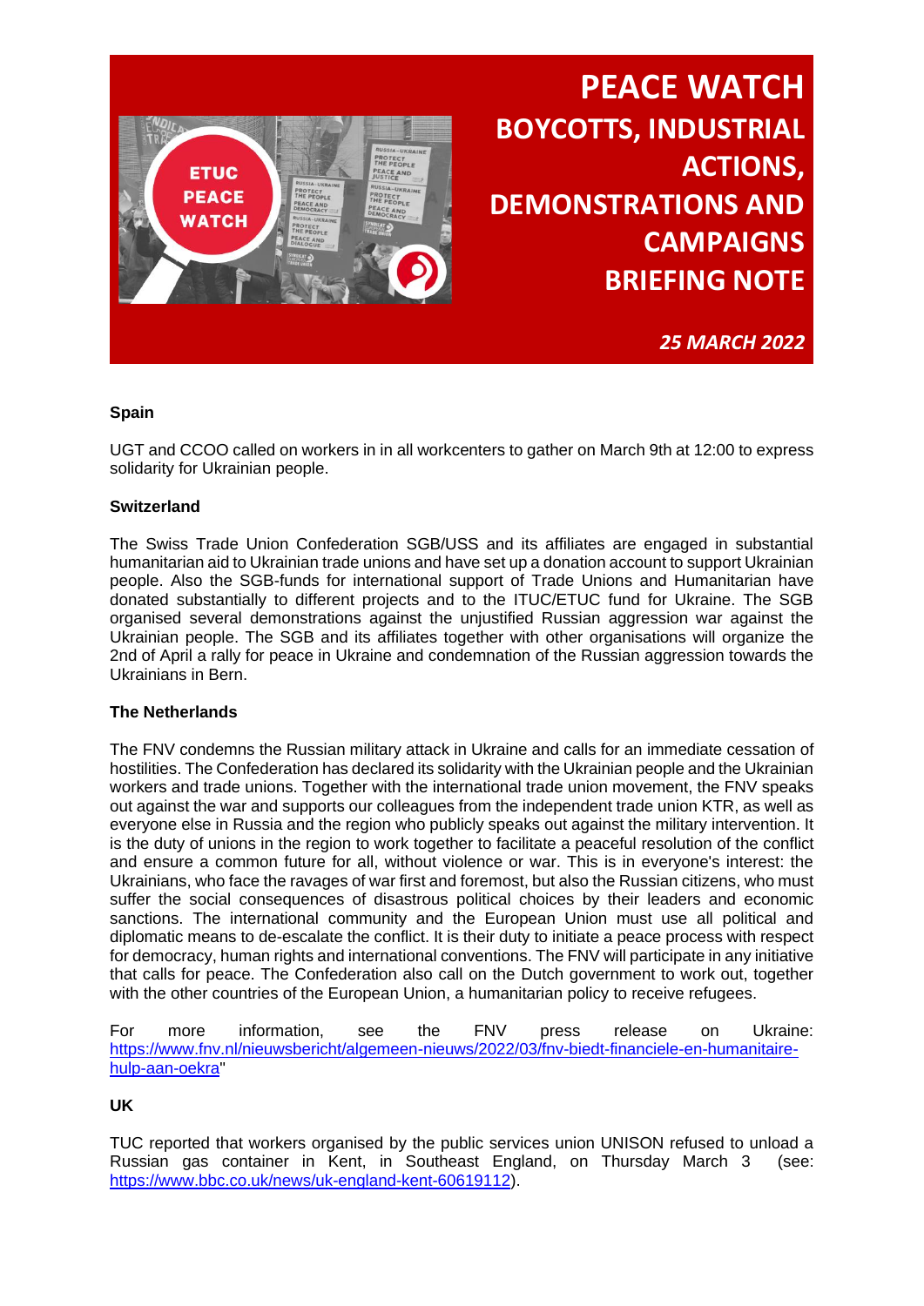# PEACE WATCH

## BOYCOTTS, INDUSTRIAL ACTIONS, DEMONSTRATIONS AND CAMPAIGNS BRIEFING NOTE

*25 MARCH 2022*

**Spain**

UGT and CCOO called on workers in in all workcenters to gather on March 9th at 12:00 to express solidarity for Ukrainian people.

**Switzerland**

The Swiss Trade Union Confederation SGB/USS and its affiliates are engaged in substantial humanitarian aid to Ukrainian trade unions and have set up a donation account to support Ukrainian people. Also the SGB-funds for international support of Trade Unions and Humanitarian have donated substantially to different projects and to the ITUC/ETUC fund for Ukraine. The SGB organised several demonstrations against the unjustified Russian aggression war against the Ukrainian people. The SGB and its affiliates together with other organisations will organize the 2nd of April a rally for peace in Ukraine and condemnation of the Russian aggression towards the Ukrainians in Bern.

**The Netherlands**

The FNV condemns the Russian military attack in Ukraine and calls for an immediate cessation of hostilities. The Confederation has declared its solidarity with the Ukrainian people and the Ukrainian workers and trade unions. Together with the international trade union movement, the FNV speaks out against the war and supports our colleagues from the independent trade union KTR, as well as everyone else in Russia and the region who publicly speaks out against the military intervention. It is the duty of unions in the region to work together to facilitate a peaceful resolution of the conflict and ensure a common future for all, without violence or war. This is in everyone's interest: the Ukrainians, who face the ravages of war first and foremost, but also the Russian citizens, who must suffer the social consequences of disastrous political choices by their leaders and economic sanctions. The international community and the European Union must use all political and diplomatic means to de-escalate the conflict. It is their duty to initiate a peace process with respect for democracy, human rights and international conventions. The FNV will participate in any initiative that calls for peace. The Confederation also call on the Dutch government to work out, together with the other countries of the European Union, a humanitarian policy to receive refugees.

For more information, see the FNV press release on Ukraine: https://www.fnv.nl/nieuwsbericht/algemeen-nieuws/2022/03/fnv-biedt-financiele-en-humanitaire-hulp-aan-oekra"

**UK**

TUC reported that workers organised by the public services union UNISON refused to unload a Russian gas container in Kent, in Southeast England, on Thursday March 3 (see: https://www.bbc.co.uk/news/uk-england-kent-60619112).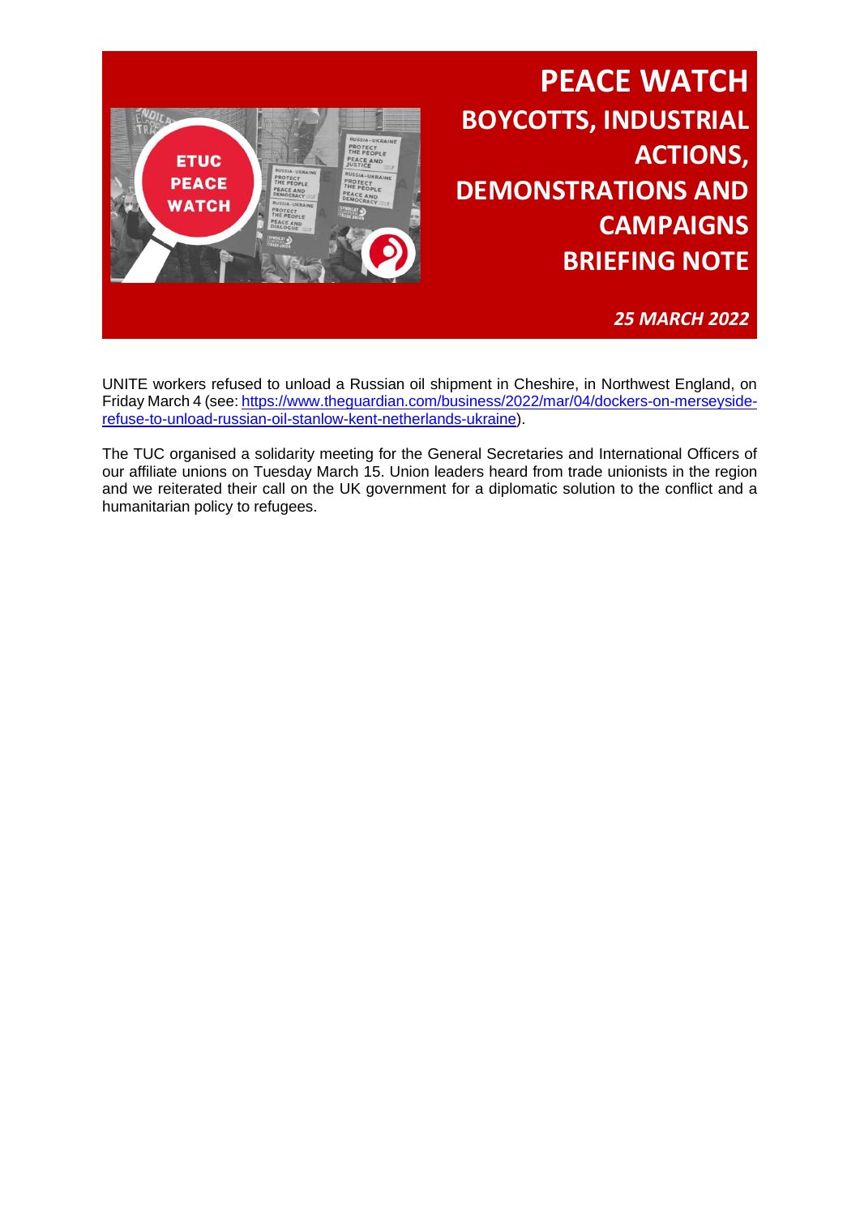# PEACE WATCH

## BOYCOTTS, INDUSTRIAL ACTIONS, DEMONSTRATIONS AND CAMPAIGNS BRIEFING NOTE

*25 MARCH 2022*

UNITE workers refused to unload a Russian oil shipment in Cheshire, in Northwest England, on Friday March 4 (see: https://www.theguardian.com/business/2022/mar/04/dockers-on-merseyside-refuse-to-unload-russian-oil-stanlow-kent-netherlands-ukraine).

The TUC organised a solidarity meeting for the General Secretaries and International Officers of our affiliate unions on Tuesday March 15. Union leaders heard from trade unionists in the region and we reiterated their call on the UK government for a diplomatic solution to the conflict and a humanitarian policy to refugees.